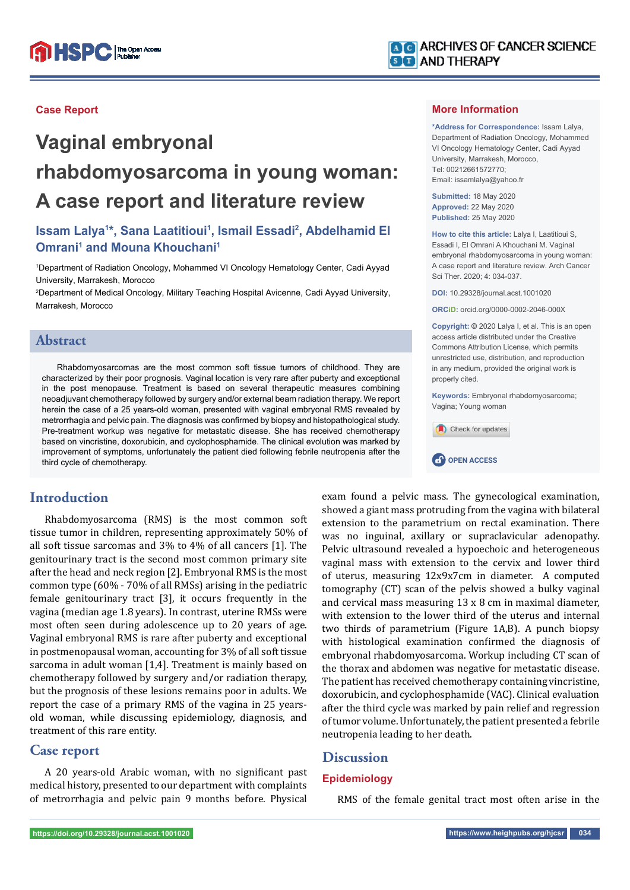Case Report

# Vaginal embryonal rhabdomyosarcoma in young woman: A case report and literature review

**Issam Lalya[1]*, Sana Laatitioui[1], Ismail Essadi[2], Abdelhamid El Omrani[1] and Mouna Khouchani[1]**

[1]Department of Radiation Oncology, Mohammed VI Oncology Hematology Center, Cadi Ayyad University, Marrakesh, Morocco

[2]Department of Medical Oncology, Military Teaching Hospital Avicenne, Cadi Ayyad University, Marrakesh, Morocco

## More Information

***Address for Correspondence:** Issam Lalya, Department of Radiation Oncology, Mohammed VI Oncology Hematology Center, Cadi Ayyad University, Marrakesh, Morocco, Tel: 00212661572770; Email: issamlalya@yahoo.fr

**Submitted:** 18 May 2020
**Approved:** 22 May 2020
**Published:** 25 May 2020

**How to cite this article:** Lalya I, Laatitioui S, Essadi I, El Omrani A Khouchani M. Vaginal embryonal rhabdomyosarcoma in young woman: A case report and literature review. Arch Cancer Sci Ther. 2020; 4: 034-037.

**DOI:** 10.29328/journal.acst.1001020

**ORCiD:** orcid.org/0000-0002-2046-000X

**Copyright:** © 2020 Lalya I, et al. This is an open access article distributed under the Creative Commons Attribution License, which permits unrestricted use, distribution, and reproduction in any medium, provided the original work is properly cited.

**Keywords:** Embryonal rhabdomyosarcoma; Vagina; Young woman

## Abstract

Rhabdomyosarcomas are the most common soft tissue tumors of childhood. They are characterized by their poor prognosis. Vaginal location is very rare after puberty and exceptional in the post menopause. Treatment is based on several therapeutic measures combining neoadjuvant chemotherapy followed by surgery and/or external beam radiation therapy. We report herein the case of a 25 years-old woman, presented with vaginal embryonal RMS revealed by metrorrhagia and pelvic pain. The diagnosis was confirmed by biopsy and histopathological study. Pre-treatment workup was negative for metastatic disease. She has received chemotherapy based on vincristine, doxorubicin, and cyclophosphamide. The clinical evolution was marked by improvement of symptoms, unfortunately the patient died following febrile neutropenia after the third cycle of chemotherapy.

## Introduction

Rhabdomyosarcoma (RMS) is the most common soft tissue tumor in children, representing approximately 50% of all soft tissue sarcomas and 3% to 4% of all cancers [1]. The genitourinary tract is the second most common primary site after the head and neck region [2]. Embryonal RMS is the most common type (60% - 70% of all RMSs) arising in the pediatric female genitourinary tract [3], it occurs frequently in the vagina (median age 1.8 years). In contrast, uterine RMSs were most often seen during adolescence up to 20 years of age. Vaginal embryonal RMS is rare after puberty and exceptional in postmenopausal woman, accounting for 3% of all soft tissue sarcoma in adult woman [1,4]. Treatment is mainly based on chemotherapy followed by surgery and/or radiation therapy, but the prognosis of these lesions remains poor in adults. We report the case of a primary RMS of the vagina in 25 years-old woman, while discussing epidemiology, diagnosis, and treatment of this rare entity.

## Case report

A 20 years-old Arabic woman, with no significant past medical history, presented to our department with complaints of metrorrhagia and pelvic pain 9 months before. Physical exam found a pelvic mass. The gynecological examination, showed a giant mass protruding from the vagina with bilateral extension to the parametrium on rectal examination. There was no inguinal, axillary or supraclavicular adenopathy. Pelvic ultrasound revealed a hypoechoic and heterogeneous vaginal mass with extension to the cervix and lower third of uterus, measuring 12x9x7cm in diameter. A computed tomography (CT) scan of the pelvis showed a bulky vaginal and cervical mass measuring 13 x 8 cm in maximal diameter, with extension to the lower third of the uterus and internal two thirds of parametrium (Figure 1A,B). A punch biopsy with histological examination confirmed the diagnosis of embryonal rhabdomyosarcoma. Workup including CT scan of the thorax and abdomen was negative for metastatic disease. The patient has received chemotherapy containing vincristine, doxorubicin, and cyclophosphamide (VAC). Clinical evaluation after the third cycle was marked by pain relief and regression of tumor volume. Unfortunately, the patient presented a febrile neutropenia leading to her death.

## Discussion

### Epidemiology

RMS of the female genital tract most often arise in the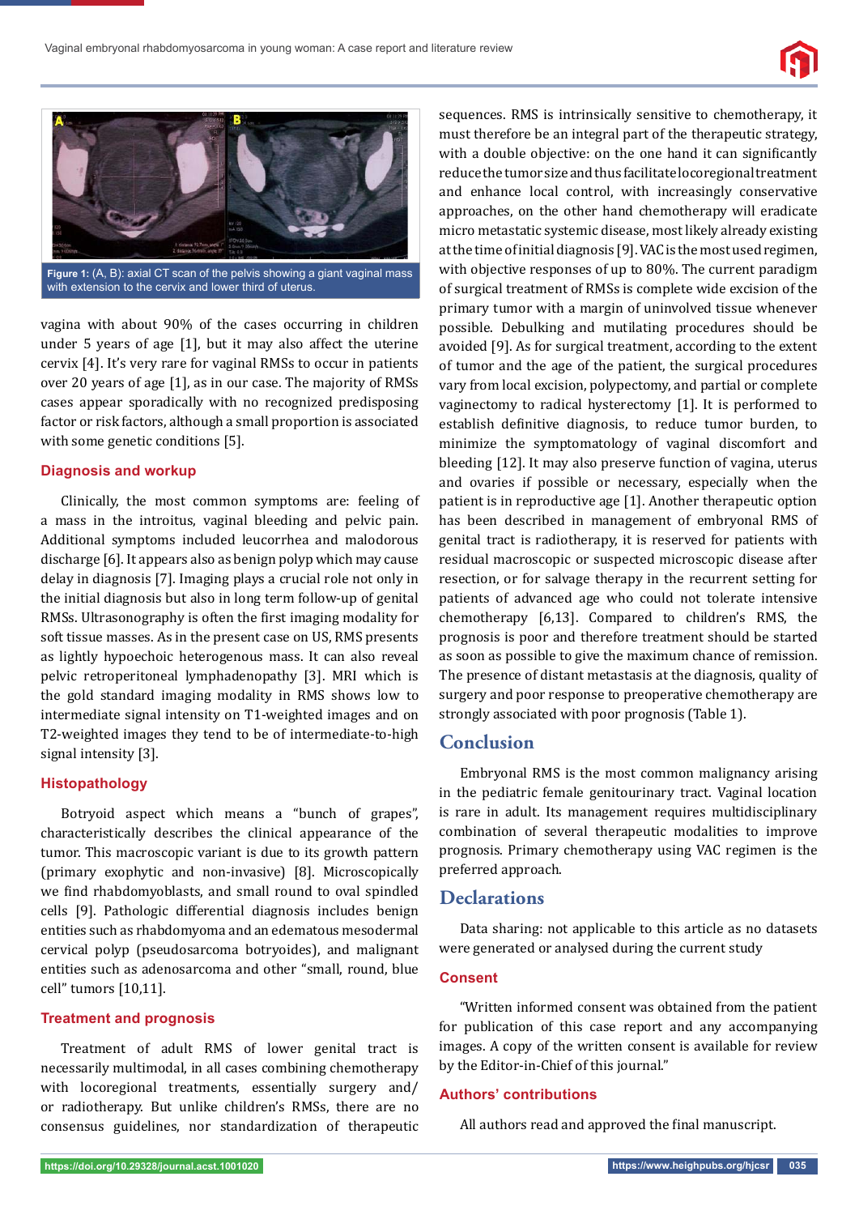Figure 1: (A, B): axial CT scan of the pelvis showing a giant vaginal mass with extension to the cervix and lower third of uterus.

vagina with about 90% of the cases occurring in children under 5 years of age [1], but it may also affect the uterine cervix [4]. It's very rare for vaginal RMSs to occur in patients over 20 years of age [1], as in our case. The majority of RMSs cases appear sporadically with no recognized predisposing factor or risk factors, although a small proportion is associated with some genetic conditions [5].

## Diagnosis and workup

Clinically, the most common symptoms are: feeling of a mass in the introitus, vaginal bleeding and pelvic pain. Additional symptoms included leucorrhea and malodorous discharge [6]. It appears also as benign polyp which may cause delay in diagnosis [7]. Imaging plays a crucial role not only in the initial diagnosis but also in long term follow-up of genital RMSs. Ultrasonography is often the first imaging modality for soft tissue masses. As in the present case on US, RMS presents as lightly hypoechoic heterogenous mass. It can also reveal pelvic retroperitoneal lymphadenopathy [3]. MRI which is the gold standard imaging modality in RMS shows low to intermediate signal intensity on T1-weighted images and on T2-weighted images they tend to be of intermediate-to-high signal intensity [3].

## Histopathology

Botryoid aspect which means a "bunch of grapes", characteristically describes the clinical appearance of the tumor. This macroscopic variant is due to its growth pattern (primary exophytic and non-invasive) [8]. Microscopically we find rhabdomyoblasts, and small round to oval spindled cells [9]. Pathologic differential diagnosis includes benign entities such as rhabdomyoma and an edematous mesodermal cervical polyp (pseudosarcoma botryoides), and malignant entities such as adenosarcoma and other "small, round, blue cell" tumors [10,11].

## Treatment and prognosis

Treatment of adult RMS of lower genital tract is necessarily multimodal, in all cases combining chemotherapy with locoregional treatments, essentially surgery and/or radiotherapy. But unlike children's RMSs, there are no consensus guidelines, nor standardization of therapeutic sequences. RMS is intrinsically sensitive to chemotherapy, it must therefore be an integral part of the therapeutic strategy, with a double objective: on the one hand it can significantly reduce the tumor size and thus facilitate locoregional treatment and enhance local control, with increasingly conservative approaches, on the other hand chemotherapy will eradicate micro metastatic systemic disease, most likely already existing at the time of initial diagnosis [9]. VAC is the most used regimen, with objective responses of up to 80%. The current paradigm of surgical treatment of RMSs is complete wide excision of the primary tumor with a margin of uninvolved tissue whenever possible. Debulking and mutilating procedures should be avoided [9]. As for surgical treatment, according to the extent of tumor and the age of the patient, the surgical procedures vary from local excision, polypectomy, and partial or complete vaginectomy to radical hysterectomy [1]. It is performed to establish definitive diagnosis, to reduce tumor burden, to minimize the symptomatology of vaginal discomfort and bleeding [12]. It may also preserve function of vagina, uterus and ovaries if possible or necessary, especially when the patient is in reproductive age [1]. Another therapeutic option has been described in management of embryonal RMS of genital tract is radiotherapy, it is reserved for patients with residual macroscopic or suspected microscopic disease after resection, or for salvage therapy in the recurrent setting for patients of advanced age who could not tolerate intensive chemotherapy [6,13]. Compared to children's RMS, the prognosis is poor and therefore treatment should be started as soon as possible to give the maximum chance of remission. The presence of distant metastasis at the diagnosis, quality of surgery and poor response to preoperative chemotherapy are strongly associated with poor prognosis (Table 1).

# Conclusion

Embryonal RMS is the most common malignancy arising in the pediatric female genitourinary tract. Vaginal location is rare in adult. Its management requires multidisciplinary combination of several therapeutic modalities to improve prognosis. Primary chemotherapy using VAC regimen is the preferred approach.

# Declarations

Data sharing: not applicable to this article as no datasets were generated or analysed during the current study

## Consent

"Written informed consent was obtained from the patient for publication of this case report and any accompanying images. A copy of the written consent is available for review by the Editor-in-Chief of this journal."

## Authors' contributions

All authors read and approved the final manuscript.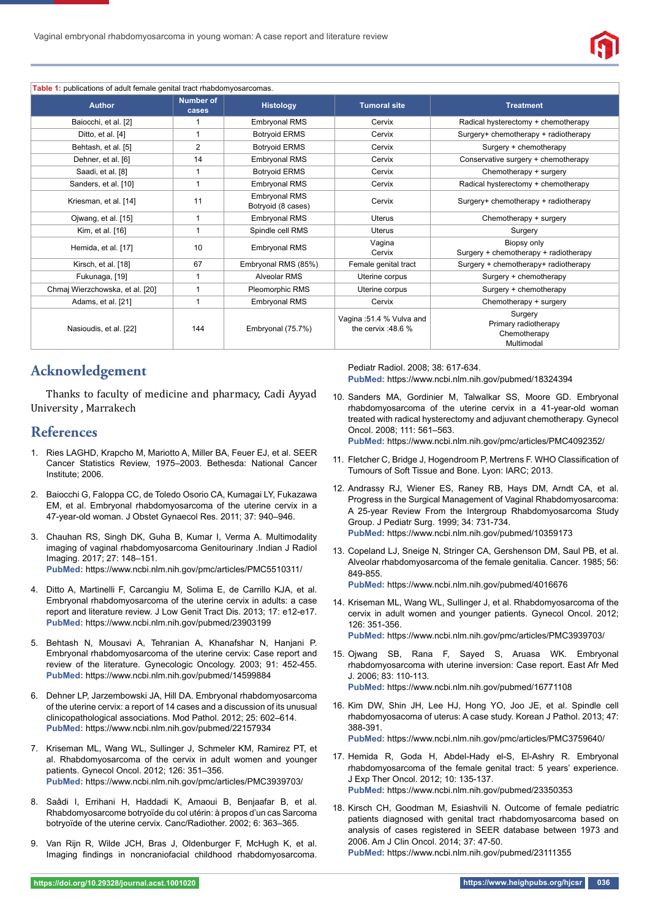**Table 1:** publications of adult female genital tract rhabdomyosarcomas.

| Author | Number of cases | Histology | Tumoral site | Treatment |
|---|---|---|---|---|
| Baiocchi, et al. [2] | 1 | Embryonal RMS | Cervix | Radical hysterectomy + chemotherapy |
| Ditto, et al. [4] | 1 | Botryoid ERMS | Cervix | Surgery+ chemotherapy + radiotherapy |
| Behtash, et al. [5] | 2 | Botryoid ERMS | Cervix | Surgery + chemotherapy |
| Dehner, et al. [6] | 14 | Embryonal RMS | Cervix | Conservative surgery + chemotherapy |
| Saadi, et al. [8] | 1 | Botryoid ERMS | Cervix | Chemotherapy + surgery |
| Sanders, et al. [10] | 1 | Embryonal RMS | Cervix | Radical hysterectomy + chemotherapy |
| Kriesman, et al. [14] | 11 | Embryonal RMS Botryoid (8 cases) | Cervix | Surgery+ chemotherapy + radiotherapy |
| Ojwang, et al. [15] | 1 | Embryonal RMS | Uterus | Chemotherapy + surgery |
| Kim, et al. [16] | 1 | Spindle cell RMS | Uterus | Surgery |
| Hemida, et al. [17] | 10 | Embryonal RMS | Vagina Cervix | Biopsy only Surgery + chemotherapy + radiotherapy |
| Kirsch, et al. [18] | 67 | Embryonal RMS (85%) | Female genital tract | Surgery + chemotherapy+ radiotherapy |
| Fukunaga, [19] | 1 | Alveolar RMS | Uterine corpus | Surgery + chemotherapy |
| Chmaj Wierzchowska, et al. [20] | 1 | Pleomorphic RMS | Uterine corpus | Surgery + chemotherapy |
| Adams, et al. [21] | 1 | Embryonal RMS | Cervix | Chemotherapy + surgery |
| Nasioudis, et al. [22] | 144 | Embryonal (75.7%) | Vagina :51.4 % Vulva and the cervix :48.6 % | Surgery Primary radiotherapy Chemotherapy Multimodal |

## Acknowledgement

Thanks to faculty of medicine and pharmacy, Cadi Ayyad University , Marrakech

## References

1. Ries LAGHD, Krapcho M, Mariotto A, Miller BA, Feuer EJ, et al. SEER Cancer Statistics Review, 1975–2003. Bethesda: National Cancer Institute; 2006.

2. Baiocchi G, Faloppa CC, de Toledo Osorio CA, Kumagai LY, Fukazawa EM, et al. Embryonal rhabdomyosarcoma of the uterine cervix in a 47-year-old woman. J Obstet Gynaecol Res. 2011; 37: 940–946.

3. Chauhan RS, Singh DK, Guha B, Kumar I, Verma A. Multimodality imaging of vaginal rhabdomyosarcoma Genitourinary .Indian J Radiol Imaging. 2017; 27: 148–151. **PubMed:** https://www.ncbi.nlm.nih.gov/pmc/articles/PMC5510311/

4. Ditto A, Martinelli F, Carcangiu M, Solima E, de Carrillo KJA, et al. Embryonal rhabdomyosarcoma of the uterine cervix in adults: a case report and literature review. J Low Genit Tract Dis. 2013; 17: e12-e17. **PubMed:** https://www.ncbi.nlm.nih.gov/pubmed/23903199

5. Behtash N, Mousavi A, Tehranian A, Khanafshar N, Hanjani P. Embryonal rhabdomyosarcoma of the uterine cervix: Case report and review of the literature. Gynecologic Oncology. 2003; 91: 452-455. **PubMed:** https://www.ncbi.nlm.nih.gov/pubmed/14599884

6. Dehner LP, Jarzembowski JA, Hill DA. Embryonal rhabdomyosarcoma of the uterine cervix: a report of 14 cases and a discussion of its unusual clinicopathological associations. Mod Pathol. 2012; 25: 602–614. **PubMed:** https://www.ncbi.nlm.nih.gov/pubmed/22157934

7. Kriseman ML, Wang WL, Sullinger J, Schmeler KM, Ramirez PT, et al. Rhabdomyosarcoma of the cervix in adult women and younger patients. Gynecol Oncol. 2012; 126: 351–356. **PubMed:** https://www.ncbi.nlm.nih.gov/pmc/articles/PMC3939703/

8. Saâdi I, Errihani H, Haddadi K, Amaoui B, Benjaafar B, et al. Rhabdomyosarcome botryoïde du col utérin: à propos d'un cas Sarcoma botryoïde of the uterine cervix. Canc/Radiother. 2002; 6: 363–365.

9. Van Rijn R, Wilde JCH, Bras J, Oldenburger F, McHugh K, et al. Imaging findings in noncraniofacial childhood rhabdomyosarcoma. Pediatr Radiol. 2008; 38: 617-634. **PubMed:** https://www.ncbi.nlm.nih.gov/pubmed/18324394

10. Sanders MA, Gordinier M, Talwalkar SS, Moore GD. Embryonal rhabdomyosarcoma of the uterine cervix in a 41-year-old woman treated with radical hysterectomy and adjuvant chemotherapy. Gynecol Oncol. 2008; 111: 561–563. **PubMed:** https://www.ncbi.nlm.nih.gov/pmc/articles/PMC4092352/

11. Fletcher C, Bridge J, Hogendroom P, Mertrens F. WHO Classification of Tumours of Soft Tissue and Bone. Lyon: IARC; 2013.

12. Andrassy RJ, Wiener ES, Raney RB, Hays DM, Arndt CA, et al. Progress in the Surgical Management of Vaginal Rhabdomyosarcoma: A 25-year Review From the Intergroup Rhabdomyosarcoma Study Group. J Pediatr Surg. 1999; 34: 731-734. **PubMed:** https://www.ncbi.nlm.nih.gov/pubmed/10359173

13. Copeland LJ, Sneige N, Stringer CA, Gershenson DM, Saul PB, et al. Alveolar rhabdomyosarcoma of the female genitalia. Cancer. 1985; 56: 849-855. **PubMed:** https://www.ncbi.nlm.nih.gov/pubmed/4016676

14. Kriseman ML, Wang WL, Sullinger J, et al. Rhabdomyosarcoma of the cervix in adult women and younger patients. Gynecol Oncol. 2012; 126: 351-356. **PubMed:** https://www.ncbi.nlm.nih.gov/pmc/articles/PMC3939703/

15. Ojwang SB, Rana F, Sayed S, Aruasa WK. Embryonal rhabdomyosarcoma with uterine inversion: Case report. East Afr Med J. 2006; 83: 110-113. **PubMed:** https://www.ncbi.nlm.nih.gov/pubmed/16771108

16. Kim DW, Shin JH, Lee HJ, Hong YO, Joo JE, et al. Spindle cell rhabdomyosacoma of uterus: A case study. Korean J Pathol. 2013; 47: 388-391. **PubMed:** https://www.ncbi.nlm.nih.gov/pmc/articles/PMC3759640/

17. Hemida R, Goda H, Abdel-Hady el-S, El-Ashry R. Embryonal rhabdomyosarcoma of the female genital tract: 5 years' experience. J Exp Ther Oncol. 2012; 10: 135-137. **PubMed:** https://www.ncbi.nlm.nih.gov/pubmed/23350353

18. Kirsch CH, Goodman M, Esiashvili N. Outcome of female pediatric patients diagnosed with genital tract rhabdomyosarcoma based on analysis of cases registered in SEER database between 1973 and 2006. Am J Clin Oncol. 2014; 37: 47-50. **PubMed:** https://www.ncbi.nlm.nih.gov/pubmed/23111355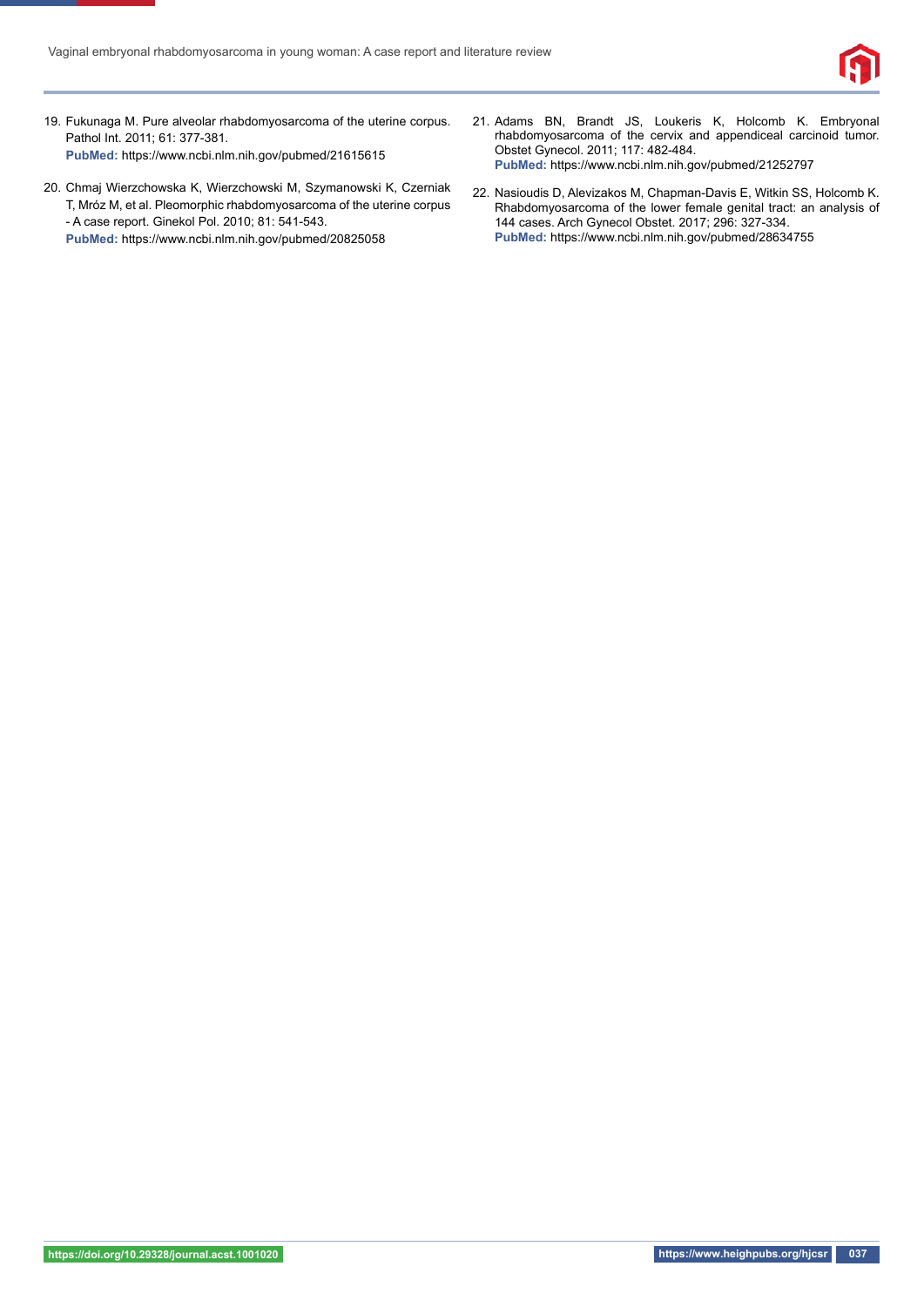19. Fukunaga M. Pure alveolar rhabdomyosarcoma of the uterine corpus. Pathol Int. 2011; 61: 377-381. **PubMed:** https://www.ncbi.nlm.nih.gov/pubmed/21615615

20. Chmaj Wierzchowska K, Wierzchowski M, Szymanowski K, Czerniak T, Mróz M, et al. Pleomorphic rhabdomyosarcoma of the uterine corpus - A case report. Ginekol Pol. 2010; 81: 541-543. **PubMed:** https://www.ncbi.nlm.nih.gov/pubmed/20825058

21. Adams BN, Brandt JS, Loukeris K, Holcomb K. Embryonal rhabdomyosarcoma of the cervix and appendiceal carcinoid tumor. Obstet Gynecol. 2011; 117: 482-484. **PubMed:** https://www.ncbi.nlm.nih.gov/pubmed/21252797

22. Nasioudis D, Alevizakos M, Chapman-Davis E, Witkin SS, Holcomb K. Rhabdomyosarcoma of the lower female genital tract: an analysis of 144 cases. Arch Gynecol Obstet. 2017; 296: 327-334. **PubMed:** https://www.ncbi.nlm.nih.gov/pubmed/28634755